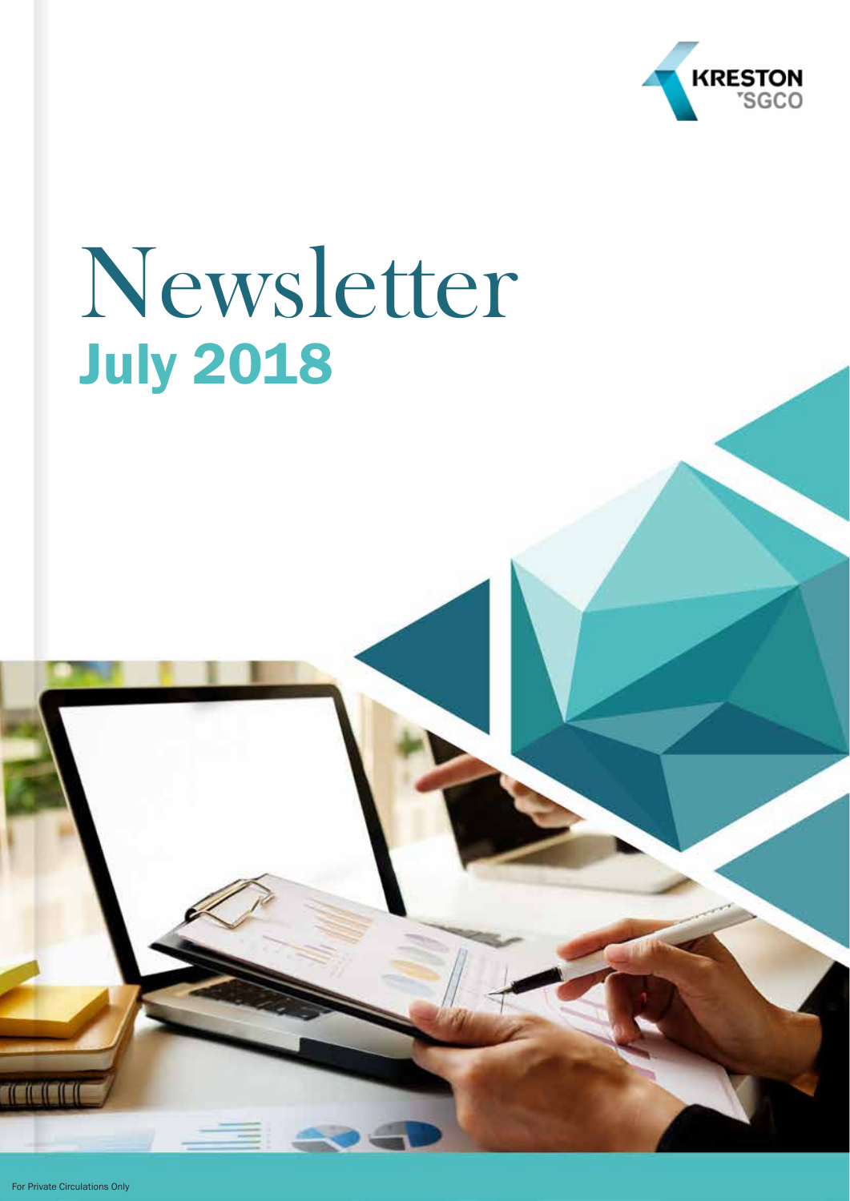KRESTON SGCO

# Newsletter

## July 2018

For Private Circulations Only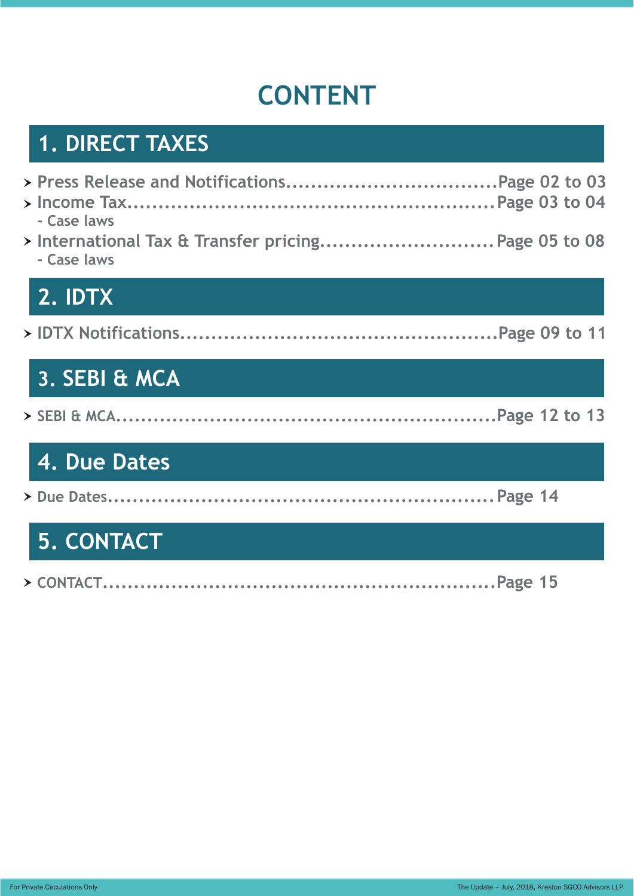# CONTENT

## 1. DIRECT TAXES

- Press Release and Notifications....................................Page 02 to 03
- Income Tax.........................................................Page 03 to 04
  - Case laws
- International Tax & Transfer pricing............................Page 05 to 08
  - Case laws

## 2. IDTX

- IDTX Notifications...................................................Page 09 to 11

## 3. SEBI & MCA

- SEBI & MCA..........................................................Page 12 to 13

## 4. Due Dates

- Due Dates............................................................Page 14

## 5. CONTACT

- CONTACT..............................................................Page 15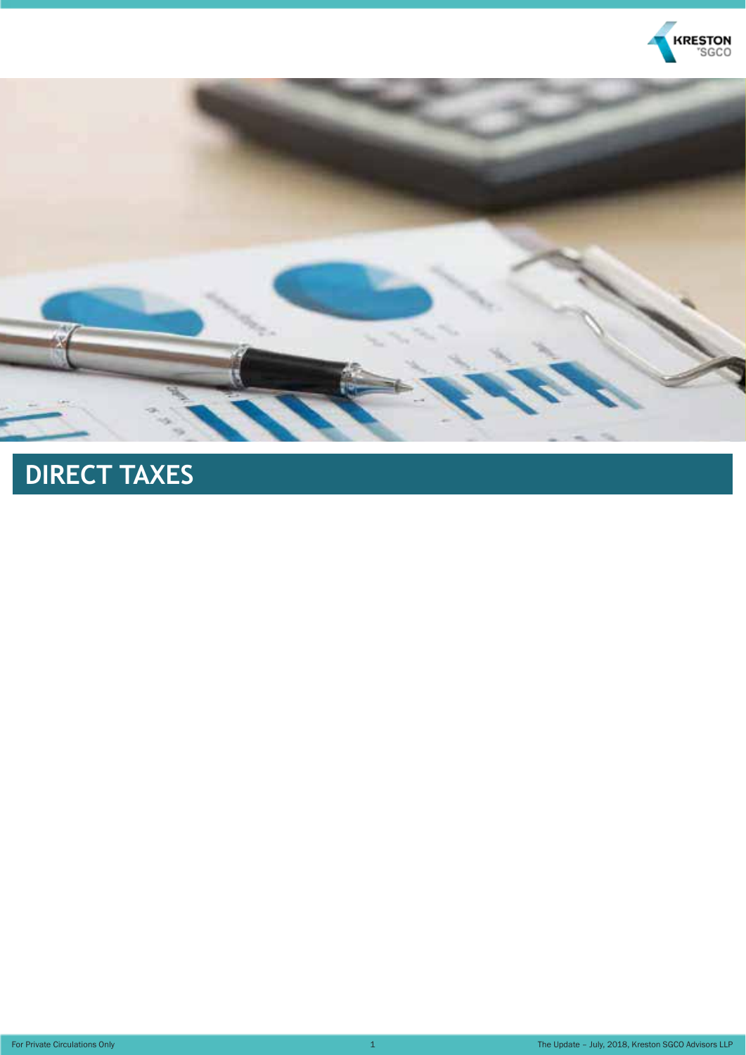# DIRECT TAXES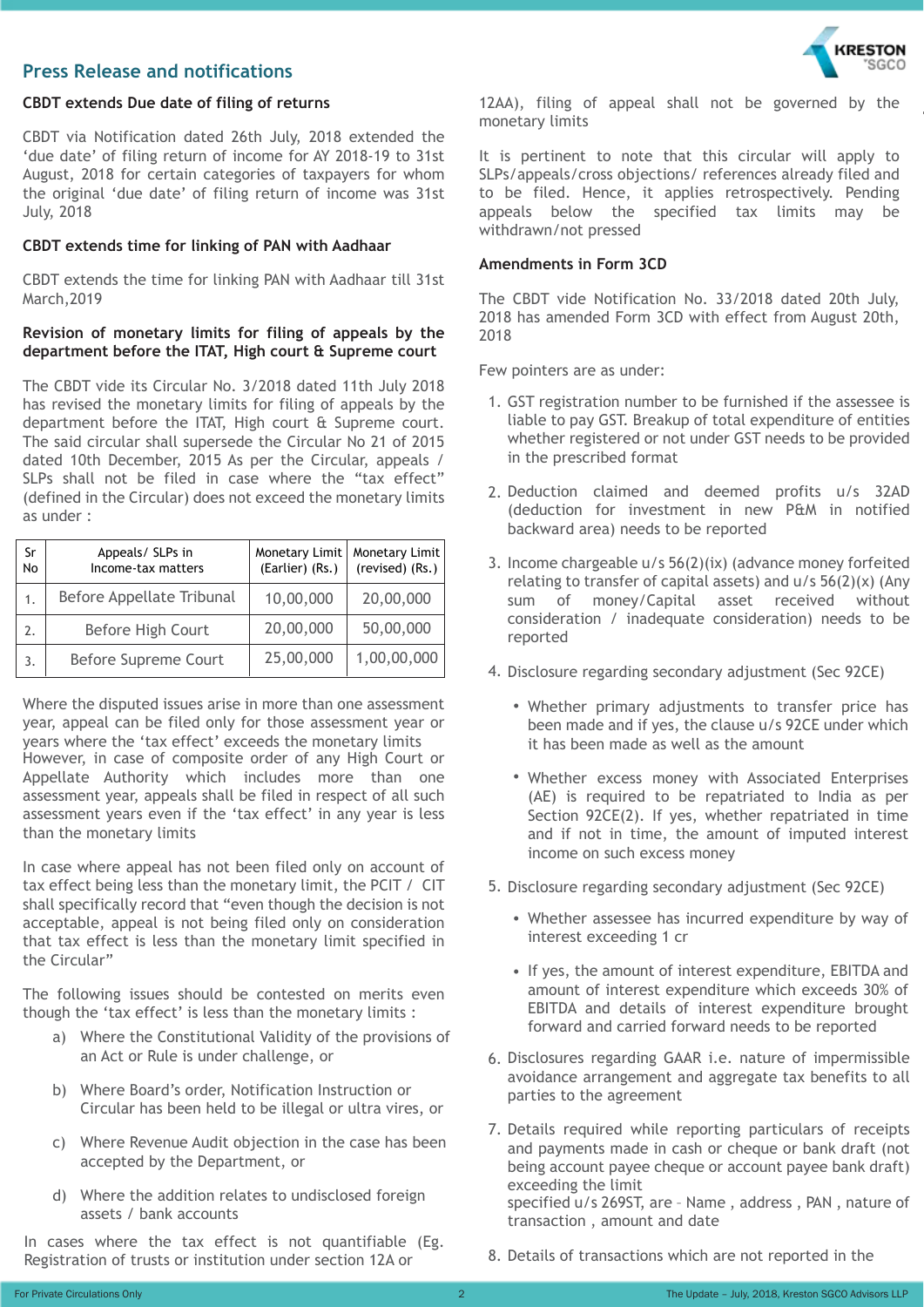## Press Release and notifications

### CBDT extends Due date of filing of returns

CBDT via Notification dated 26th July, 2018 extended the 'due date' of filing return of income for AY 2018-19 to 31st August, 2018 for certain categories of taxpayers for whom the original 'due date' of filing return of income was 31st July, 2018

### CBDT extends time for linking of PAN with Aadhaar

CBDT extends the time for linking PAN with Aadhaar till 31st March,2019

### Revision of monetary limits for filing of appeals by the department before the ITAT, High court & Supreme court

The CBDT vide its Circular No. 3/2018 dated 11th July 2018 has revised the monetary limits for filing of appeals by the department before the ITAT, High court & Supreme court. The said circular shall supersede the Circular No 21 of 2015 dated 10th December, 2015 As per the Circular, appeals / SLPs shall not be filed in case where the "tax effect" (defined in the Circular) does not exceed the monetary limits as under :

| Sr No | Appeals/ SLPs in Income-tax matters | Monetary Limit (Earlier) (Rs.) | Monetary Limit (revised) (Rs.) |
|---|---|---|---|
| 1. | Before Appellate Tribunal | 10,00,000 | 20,00,000 |
| 2. | Before High Court | 20,00,000 | 50,00,000 |
| 3. | Before Supreme Court | 25,00,000 | 1,00,00,000 |

Where the disputed issues arise in more than one assessment year, appeal can be filed only for those assessment year or years where the 'tax effect' exceeds the monetary limits However, in case of composite order of any High Court or Appellate Authority which includes more than one assessment year, appeals shall be filed in respect of all such assessment years even if the 'tax effect' in any year is less than the monetary limits

In case where appeal has not been filed only on account of tax effect being less than the monetary limit, the PCIT / CIT shall specifically record that "even though the decision is not acceptable, appeal is not being filed only on consideration that tax effect is less than the monetary limit specified in the Circular"

The following issues should be contested on merits even though the 'tax effect' is less than the monetary limits :

a) Where the Constitutional Validity of the provisions of an Act or Rule is under challenge, or

b) Where Board's order, Notification Instruction or Circular has been held to be illegal or ultra vires, or

c) Where Revenue Audit objection in the case has been accepted by the Department, or

d) Where the addition relates to undisclosed foreign assets / bank accounts

In cases where the tax effect is not quantifiable (Eg. Registration of trusts or institution under section 12A or 12AA), filing of appeal shall not be governed by the monetary limits

It is pertinent to note that this circular will apply to SLPs/appeals/cross objections/ references already filed and to be filed. Hence, it applies retrospectively. Pending appeals below the specified tax limits may be withdrawn/not pressed

### Amendments in Form 3CD

The CBDT vide Notification No. 33/2018 dated 20th July, 2018 has amended Form 3CD with effect from August 20th, 2018

Few pointers are as under:

1. GST registration number to be furnished if the assessee is liable to pay GST. Breakup of total expenditure of entities whether registered or not under GST needs to be provided in the prescribed format

2. Deduction claimed and deemed profits u/s 32AD (deduction for investment in new P&M in notified backward area) needs to be reported

3. Income chargeable u/s 56(2)(ix) (advance money forfeited relating to transfer of capital assets) and u/s 56(2)(x) (Any sum of money/Capital asset received without consideration / inadequate consideration) needs to be reported

4. Disclosure regarding secondary adjustment (Sec 92CE)

   - Whether primary adjustments to transfer price has been made and if yes, the clause u/s 92CE under which it has been made as well as the amount

   - Whether excess money with Associated Enterprises (AE) is required to be repatriated to India as per Section 92CE(2). If yes, whether repatriated in time and if not in time, the amount of imputed interest income on such excess money

5. Disclosure regarding secondary adjustment (Sec 92CE)

   - Whether assessee has incurred expenditure by way of interest exceeding 1 cr

   - If yes, the amount of interest expenditure, EBITDA and amount of interest expenditure which exceeds 30% of EBITDA and details of interest expenditure brought forward and carried forward needs to be reported

6. Disclosures regarding GAAR i.e. nature of impermissible avoidance arrangement and aggregate tax benefits to all parties to the agreement

7. Details required while reporting particulars of receipts and payments made in cash or cheque or bank draft (not being account payee cheque or account payee bank draft) exceeding the limit
   specified u/s 269ST, are – Name , address , PAN , nature of transaction , amount and date

8. Details of transactions which are not reported in the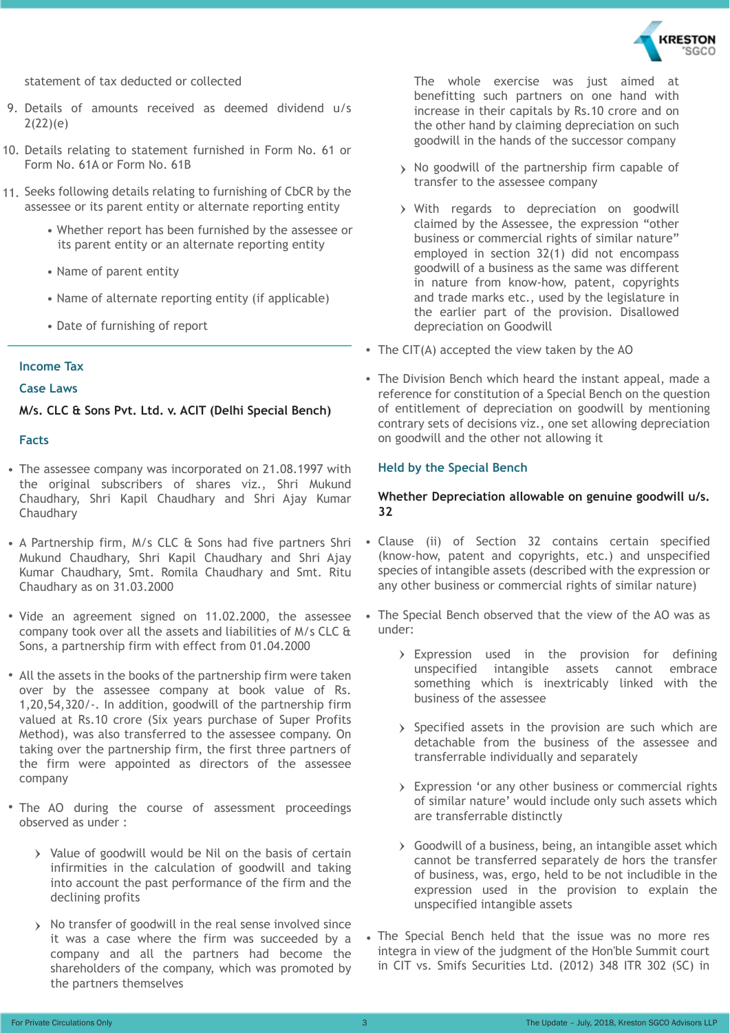statement of tax deducted or collected

9. Details of amounts received as deemed dividend u/s 2(22)(e)
10. Details relating to statement furnished in Form No. 61 or Form No. 61A or Form No. 61B
11. Seeks following details relating to furnishing of CbCR by the assessee or its parent entity or alternate reporting entity
    - Whether report has been furnished by the assessee or its parent entity or an alternate reporting entity
    - Name of parent entity
    - Name of alternate reporting entity (if applicable)
    - Date of furnishing of report

## Income Tax

### Case Laws

**M/s. CLC & Sons Pvt. Ltd. v. ACIT (Delhi Special Bench)**

### Facts

- The assessee company was incorporated on 21.08.1997 with the original subscribers of shares viz., Shri Mukund Chaudhary, Shri Kapil Chaudhary and Shri Ajay Kumar Chaudhary
- A Partnership firm, M/s CLC & Sons had five partners Shri Mukund Chaudhary, Shri Kapil Chaudhary and Shri Ajay Kumar Chaudhary, Smt. Romila Chaudhary and Smt. Ritu Chaudhary as on 31.03.2000
- Vide an agreement signed on 11.02.2000, the assessee company took over all the assets and liabilities of M/s CLC & Sons, a partnership firm with effect from 01.04.2000
- All the assets in the books of the partnership firm were taken over by the assessee company at book value of Rs. 1,20,54,320/-. In addition, goodwill of the partnership firm valued at Rs.10 crore (Six years purchase of Super Profits Method), was also transferred to the assessee company. On taking over the partnership firm, the first three partners of the firm were appointed as directors of the assessee company
- The AO during the course of assessment proceedings observed as under :
    - Value of goodwill would be Nil on the basis of certain infirmities in the calculation of goodwill and taking into account the past performance of the firm and the declining profits
    - No transfer of goodwill in the real sense involved since it was a case where the firm was succeeded by a company and all the partners had become the shareholders of the company, which was promoted by the partners themselves

      The whole exercise was just aimed at benefitting such partners on one hand with increase in their capitals by Rs.10 crore and on the other hand by claiming depreciation on such goodwill in the hands of the successor company
    - No goodwill of the partnership firm capable of transfer to the assessee company
    - With regards to depreciation on goodwill claimed by the Assessee, the expression “other business or commercial rights of similar nature” employed in section 32(1) did not encompass goodwill of a business as the same was different in nature from know-how, patent, copyrights and trade marks etc., used by the legislature in the earlier part of the provision. Disallowed depreciation on Goodwill
- The CIT(A) accepted the view taken by the AO
- The Division Bench which heard the instant appeal, made a reference for constitution of a Special Bench on the question of entitlement of depreciation on goodwill by mentioning contrary sets of decisions viz., one set allowing depreciation on goodwill and the other not allowing it

### Held by the Special Bench

**Whether Depreciation allowable on genuine goodwill u/s. 32**

- Clause (ii) of Section 32 contains certain specified (know-how, patent and copyrights, etc.) and unspecified species of intangible assets (described with the expression or any other business or commercial rights of similar nature)
- The Special Bench observed that the view of the AO was as under:
    - Expression used in the provision for defining unspecified intangible assets cannot embrace something which is inextricably linked with the business of the assessee
    - Specified assets in the provision are such which are detachable from the business of the assessee and transferrable individually and separately
    - Expression ‘or any other business or commercial rights of similar nature’ would include only such assets which are transferrable distinctly
    - Goodwill of a business, being, an intangible asset which cannot be transferred separately de hors the transfer of business, was, ergo, held to be not includible in the expression used in the provision to explain the unspecified intangible assets
- The Special Bench held that the issue was no more res integra in view of the judgment of the Hon'ble Summit court in CIT vs. Smifs Securities Ltd. (2012) 348 ITR 302 (SC) in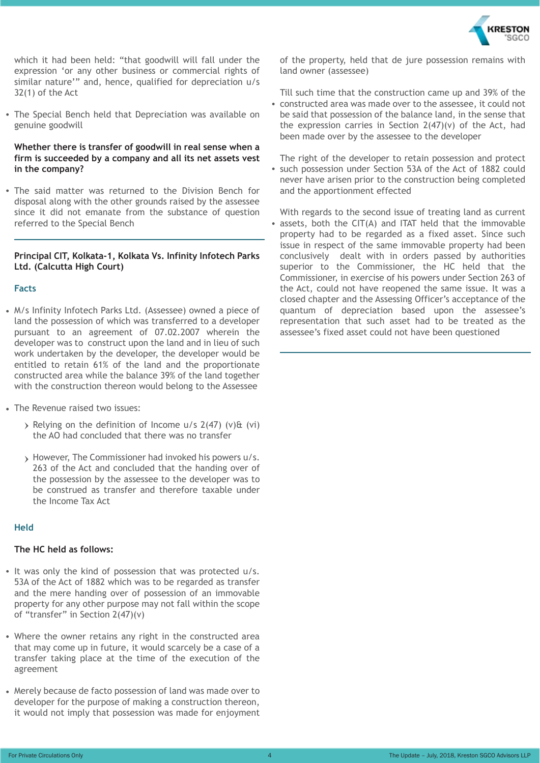which it had been held: "that goodwill will fall under the expression 'or any other business or commercial rights of similar nature'" and, hence, qualified for depreciation u/s 32(1) of the Act

- The Special Bench held that Depreciation was available on genuine goodwill

**Whether there is transfer of goodwill in real sense when a firm is succeeded by a company and all its net assets vest in the company?**

- The said matter was returned to the Division Bench for disposal along with the other grounds raised by the assessee since it did not emanate from the substance of question referred to the Special Bench

---

**Principal CIT, Kolkata-1, Kolkata Vs. Infinity Infotech Parks Ltd. (Calcutta High Court)**

### Facts

- M/s Infinity Infotech Parks Ltd. (Assessee) owned a piece of land the possession of which was transferred to a developer pursuant to an agreement of 07.02.2007 wherein the developer was to construct upon the land and in lieu of such work undertaken by the developer, the developer would be entitled to retain 61% of the land and the proportionate constructed area while the balance 39% of the land together with the construction thereon would belong to the Assessee

- The Revenue raised two issues:
  - Relying on the definition of Income u/s 2(47) (v)& (vi) the AO had concluded that there was no transfer
  - However, The Commissioner had invoked his powers u/s. 263 of the Act and concluded that the handing over of the possession by the assessee to the developer was to be construed as transfer and therefore taxable under the Income Tax Act

### Held

**The HC held as follows:**

- It was only the kind of possession that was protected u/s. 53A of the Act of 1882 which was to be regarded as transfer and the mere handing over of possession of an immovable property for any other purpose may not fall within the scope of "transfer" in Section 2(47)(v)

- Where the owner retains any right in the constructed area that may come up in future, it would scarcely be a case of a transfer taking place at the time of the execution of the agreement

- Merely because de facto possession of land was made over to developer for the purpose of making a construction thereon, it would not imply that possession was made for enjoyment of the property, held that de jure possession remains with land owner (assessee)

- Till such time that the construction came up and 39% of the constructed area was made over to the assessee, it could not be said that possession of the balance land, in the sense that the expression carries in Section 2(47)(v) of the Act, had been made over by the assessee to the developer

- The right of the developer to retain possession and protect such possession under Section 53A of the Act of 1882 could never have arisen prior to the construction being completed and the apportionment effected

- With regards to the second issue of treating land as current assets, both the CIT(A) and ITAT held that the immovable property had to be regarded as a fixed asset. Since such issue in respect of the same immovable property had been conclusively dealt with in orders passed by authorities superior to the Commissioner, the HC held that the Commissioner, in exercise of his powers under Section 263 of the Act, could not have reopened the same issue. It was a closed chapter and the Assessing Officer's acceptance of the quantum of depreciation based upon the assessee's representation that such asset had to be treated as the assessee's fixed asset could not have been questioned

---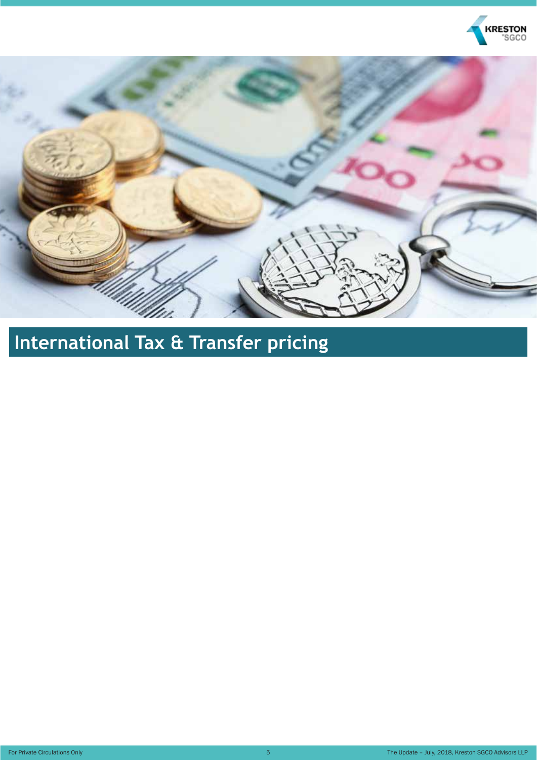# International Tax & Transfer pricing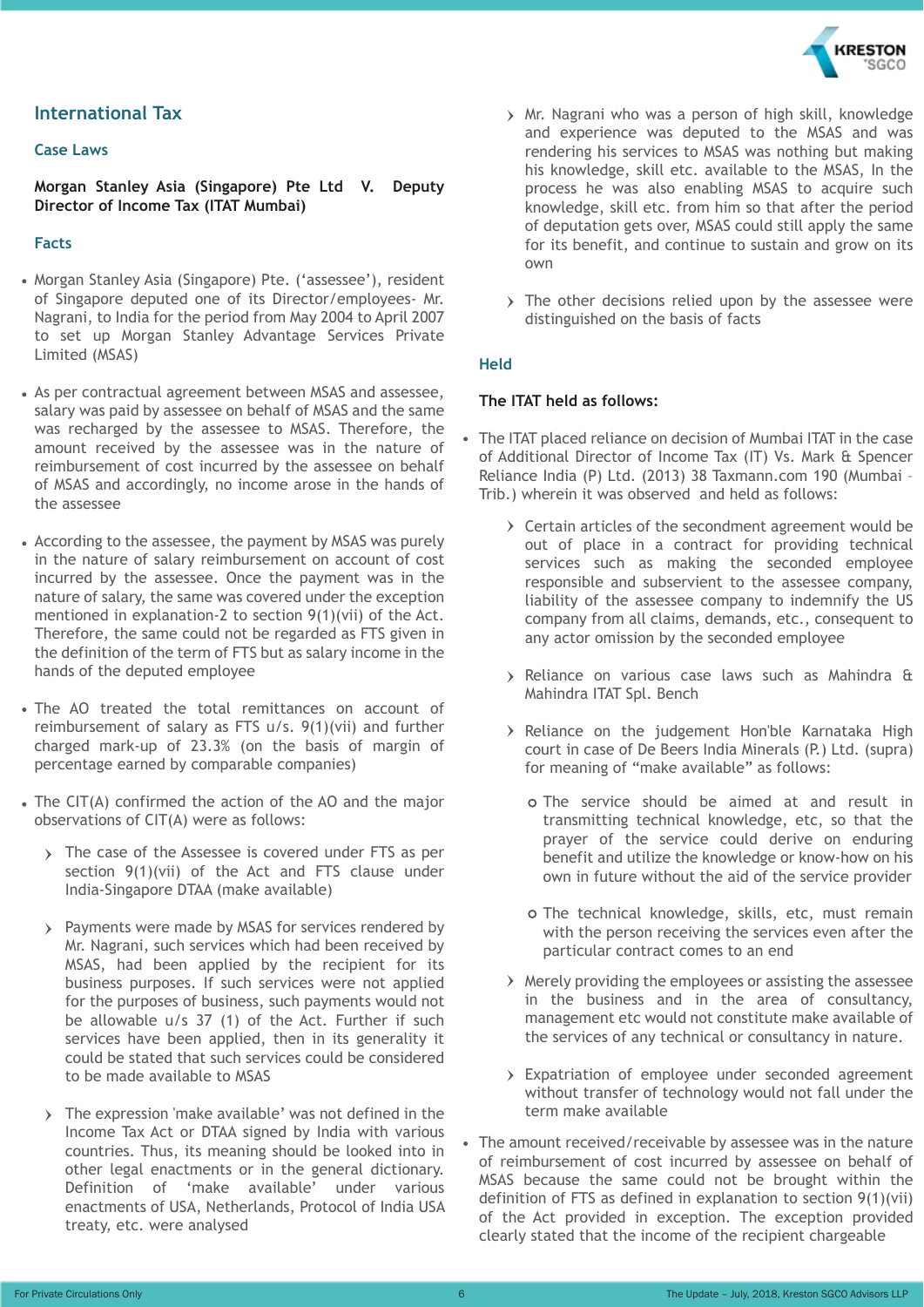## International Tax

### Case Laws

**Morgan Stanley Asia (Singapore) Pte Ltd V. Deputy Director of Income Tax (ITAT Mumbai)**

### Facts

- Morgan Stanley Asia (Singapore) Pte. ('assessee'), resident of Singapore deputed one of its Director/employees- Mr. Nagrani, to India for the period from May 2004 to April 2007 to set up Morgan Stanley Advantage Services Private Limited (MSAS)
- As per contractual agreement between MSAS and assessee, salary was paid by assessee on behalf of MSAS and the same was recharged by the assessee to MSAS. Therefore, the amount received by the assessee was in the nature of reimbursement of cost incurred by the assessee on behalf of MSAS and accordingly, no income arose in the hands of the assessee
- According to the assessee, the payment by MSAS was purely in the nature of salary reimbursement on account of cost incurred by the assessee. Once the payment was in the nature of salary, the same was covered under the exception mentioned in explanation-2 to section 9(1)(vii) of the Act. Therefore, the same could not be regarded as FTS given in the definition of the term of FTS but as salary income in the hands of the deputed employee
- The AO treated the total remittances on account of reimbursement of salary as FTS u/s. 9(1)(vii) and further charged mark-up of 23.3% (on the basis of margin of percentage earned by comparable companies)
- The CIT(A) confirmed the action of the AO and the major observations of CIT(A) were as follows:
  - The case of the Assessee is covered under FTS as per section 9(1)(vii) of the Act and FTS clause under India-Singapore DTAA (make available)
  - Payments were made by MSAS for services rendered by Mr. Nagrani, such services which had been received by MSAS, had been applied by the recipient for its business purposes. If such services were not applied for the purposes of business, such payments would not be allowable u/s 37 (1) of the Act. Further if such services have been applied, then in its generality it could be stated that such services could be considered to be made available to MSAS
  - The expression 'make available' was not defined in the Income Tax Act or DTAA signed by India with various countries. Thus, its meaning should be looked into in other legal enactments or in the general dictionary. Definition of 'make available' under various enactments of USA, Netherlands, Protocol of India USA treaty, etc. were analysed
  - Mr. Nagrani who was a person of high skill, knowledge and experience was deputed to the MSAS and was rendering his services to MSAS was nothing but making his knowledge, skill etc. available to the MSAS, In the process he was also enabling MSAS to acquire such knowledge, skill etc. from him so that after the period of deputation gets over, MSAS could still apply the same for its benefit, and continue to sustain and grow on its own
  - The other decisions relied upon by the assessee were distinguished on the basis of facts

### Held

**The ITAT held as follows:**

- The ITAT placed reliance on decision of Mumbai ITAT in the case of Additional Director of Income Tax (IT) Vs. Mark & Spencer Reliance India (P) Ltd. (2013) 38 Taxmann.com 190 (Mumbai – Trib.) wherein it was observed and held as follows:
  - Certain articles of the secondment agreement would be out of place in a contract for providing technical services such as making the seconded employee responsible and subservient to the assessee company, liability of the assessee company to indemnify the US company from all claims, demands, etc., consequent to any actor omission by the seconded employee
  - Reliance on various case laws such as Mahindra & Mahindra ITAT Spl. Bench
  - Reliance on the judgement Hon'ble Karnataka High court in case of De Beers India Minerals (P.) Ltd. (supra) for meaning of "make available" as follows:
    - The service should be aimed at and result in transmitting technical knowledge, etc, so that the prayer of the service could derive on enduring benefit and utilize the knowledge or know-how on his own in future without the aid of the service provider
    - The technical knowledge, skills, etc, must remain with the person receiving the services even after the particular contract comes to an end
  - Merely providing the employees or assisting the assessee in the business and in the area of consultancy, management etc would not constitute make available of the services of any technical or consultancy in nature.
  - Expatriation of employee under seconded agreement without transfer of technology would not fall under the term make available
- The amount received/receivable by assessee was in the nature of reimbursement of cost incurred by assessee on behalf of MSAS because the same could not be brought within the definition of FTS as defined in explanation to section 9(1)(vii) of the Act provided in exception. The exception provided clearly stated that the income of the recipient chargeable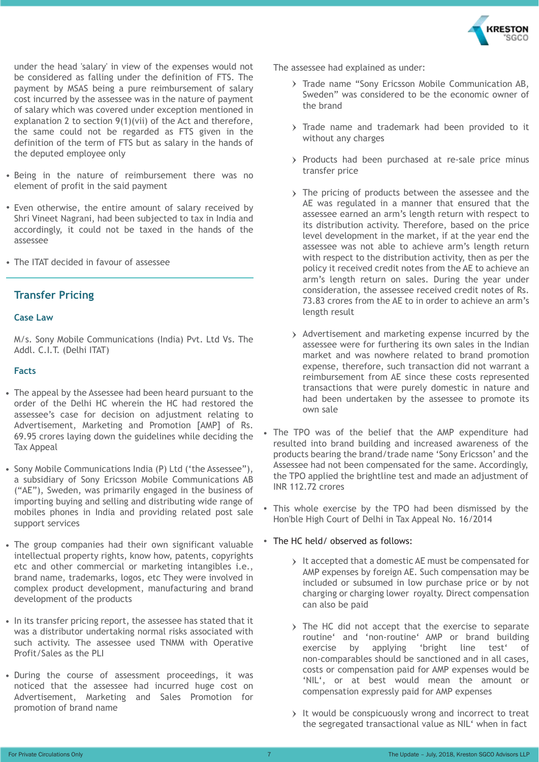under the head 'salary' in view of the expenses would not be considered as falling under the definition of FTS. The payment by MSAS being a pure reimbursement of salary cost incurred by the assessee was in the nature of payment of salary which was covered under exception mentioned in explanation 2 to section 9(1)(vii) of the Act and therefore, the same could not be regarded as FTS given in the definition of the term of FTS but as salary in the hands of the deputed employee only

- Being in the nature of reimbursement there was no element of profit in the said payment
- Even otherwise, the entire amount of salary received by Shri Vineet Nagrani, had been subjected to tax in India and accordingly, it could not be taxed in the hands of the assessee
- The ITAT decided in favour of assessee

## Transfer Pricing

### Case Law

M/s. Sony Mobile Communications (India) Pvt. Ltd Vs. The Addl. C.I.T. (Delhi ITAT)

### Facts

- The appeal by the Assessee had been heard pursuant to the order of the Delhi HC wherein the HC had restored the assessee's case for decision on adjustment relating to Advertisement, Marketing and Promotion [AMP] of Rs. 69.95 crores laying down the guidelines while deciding the Tax Appeal
- Sony Mobile Communications India (P) Ltd ('the Assessee"), a subsidiary of Sony Ericsson Mobile Communications AB ("AE"), Sweden, was primarily engaged in the business of importing buying and selling and distributing wide range of mobiles phones in India and providing related post sale support services
- The group companies had their own significant valuable intellectual property rights, know how, patents, copyrights etc and other commercial or marketing intangibles i.e., brand name, trademarks, logos, etc They were involved in complex product development, manufacturing and brand development of the products
- In its transfer pricing report, the assessee has stated that it was a distributor undertaking normal risks associated with such activity. The assessee used TNMM with Operative Profit/Sales as the PLI
- During the course of assessment proceedings, it was noticed that the assessee had incurred huge cost on Advertisement, Marketing and Sales Promotion for promotion of brand name

The assessee had explained as under:

- Trade name "Sony Ericsson Mobile Communication AB, Sweden" was considered to be the economic owner of the brand
- Trade name and trademark had been provided to it without any charges
- Products had been purchased at re-sale price minus transfer price
- The pricing of products between the assessee and the AE was regulated in a manner that ensured that the assessee earned an arm's length return with respect to its distribution activity. Therefore, based on the price level development in the market, if at the year end the assessee was not able to achieve arm's length return with respect to the distribution activity, then as per the policy it received credit notes from the AE to achieve an arm's length return on sales. During the year under consideration, the assessee received credit notes of Rs. 73.83 crores from the AE to in order to achieve an arm's length result
- Advertisement and marketing expense incurred by the assessee were for furthering its own sales in the Indian market and was nowhere related to brand promotion expense, therefore, such transaction did not warrant a reimbursement from AE since these costs represented transactions that were purely domestic in nature and had been undertaken by the assessee to promote its own sale

- The TPO was of the belief that the AMP expenditure had resulted into brand building and increased awareness of the products bearing the brand/trade name 'Sony Ericsson' and the Assessee had not been compensated for the same. Accordingly, the TPO applied the brightline test and made an adjustment of INR 112.72 crores
- This whole exercise by the TPO had been dismissed by the Hon'ble High Court of Delhi in Tax Appeal No. 16/2014
- The HC held/ observed as follows:
  - It accepted that a domestic AE must be compensated for AMP expenses by foreign AE. Such compensation may be included or subsumed in low purchase price or by not charging or charging lower royalty. Direct compensation can also be paid
  - The HC did not accept that the exercise to separate routine' and 'non-routine' AMP or brand building exercise by applying 'bright line test' of non-comparables should be sanctioned and in all cases, costs or compensation paid for AMP expenses would be 'NIL', or at best would mean the amount or compensation expressly paid for AMP expenses
  - It would be conspicuously wrong and incorrect to treat the segregated transactional value as NIL' when in fact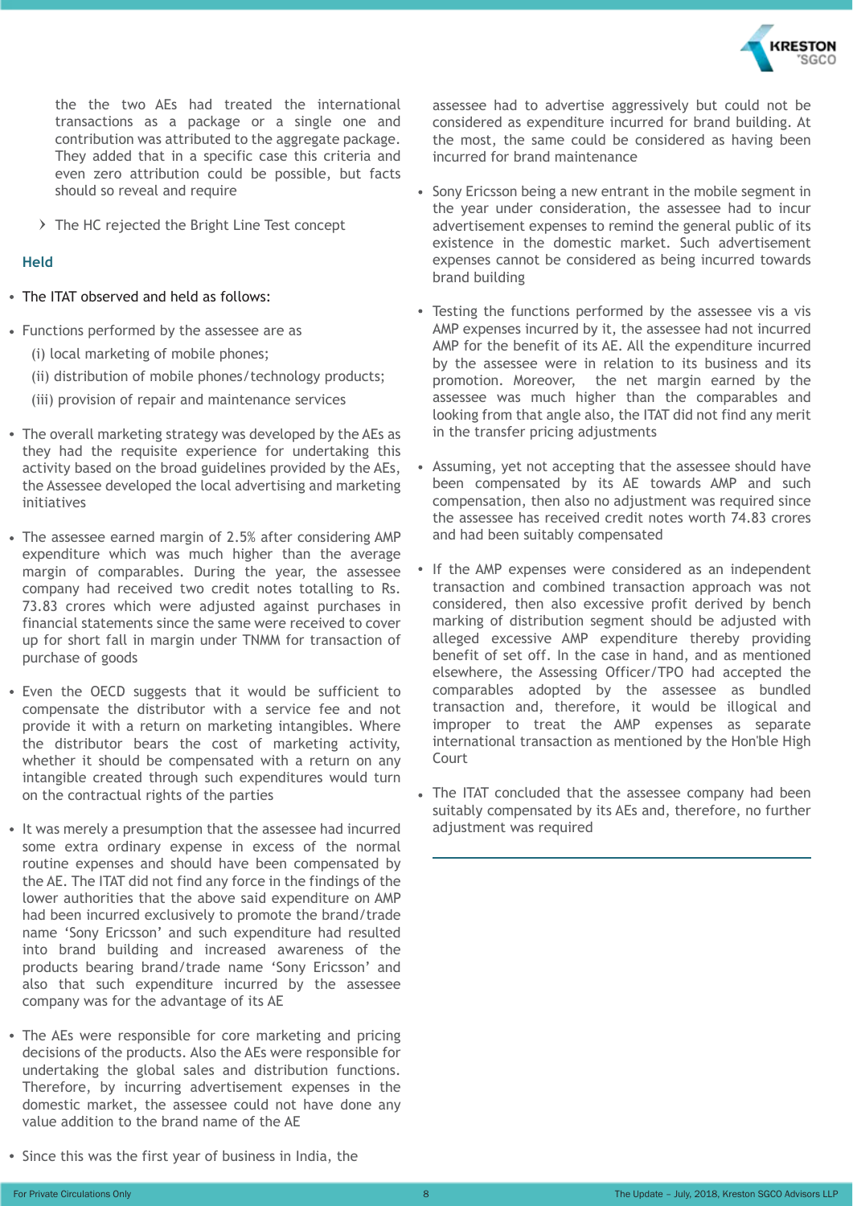the the two AEs had treated the international transactions as a package or a single one and contribution was attributed to the aggregate package. They added that in a specific case this criteria and even zero attribution could be possible, but facts should so reveal and require

- The HC rejected the Bright Line Test concept

### Held

- The ITAT observed and held as follows:

- Functions performed by the assessee are as
  (i) local marketing of mobile phones;
  (ii) distribution of mobile phones/technology products;
  (iii) provision of repair and maintenance services

- The overall marketing strategy was developed by the AEs as they had the requisite experience for undertaking this activity based on the broad guidelines provided by the AEs, the Assessee developed the local advertising and marketing initiatives

- The assessee earned margin of 2.5% after considering AMP expenditure which was much higher than the average margin of comparables. During the year, the assessee company had received two credit notes totalling to Rs. 73.83 crores which were adjusted against purchases in financial statements since the same were received to cover up for short fall in margin under TNMM for transaction of purchase of goods

- Even the OECD suggests that it would be sufficient to compensate the distributor with a service fee and not provide it with a return on marketing intangibles. Where the distributor bears the cost of marketing activity, whether it should be compensated with a return on any intangible created through such expenditures would turn on the contractual rights of the parties

- It was merely a presumption that the assessee had incurred some extra ordinary expense in excess of the normal routine expenses and should have been compensated by the AE. The ITAT did not find any force in the findings of the lower authorities that the above said expenditure on AMP had been incurred exclusively to promote the brand/trade name 'Sony Ericsson' and such expenditure had resulted into brand building and increased awareness of the products bearing brand/trade name 'Sony Ericsson' and also that such expenditure incurred by the assessee company was for the advantage of its AE

- The AEs were responsible for core marketing and pricing decisions of the products. Also the AEs were responsible for undertaking the global sales and distribution functions. Therefore, by incurring advertisement expenses in the domestic market, the assessee could not have done any value addition to the brand name of the AE

- Since this was the first year of business in India, the assessee had to advertise aggressively but could not be considered as expenditure incurred for brand building. At the most, the same could be considered as having been incurred for brand maintenance

- Sony Ericsson being a new entrant in the mobile segment in the year under consideration, the assessee had to incur advertisement expenses to remind the general public of its existence in the domestic market. Such advertisement expenses cannot be considered as being incurred towards brand building

- Testing the functions performed by the assessee vis a vis AMP expenses incurred by it, the assessee had not incurred AMP for the benefit of its AE. All the expenditure incurred by the assessee were in relation to its business and its promotion. Moreover, the net margin earned by the assessee was much higher than the comparables and looking from that angle also, the ITAT did not find any merit in the transfer pricing adjustments

- Assuming, yet not accepting that the assessee should have been compensated by its AE towards AMP and such compensation, then also no adjustment was required since the assessee has received credit notes worth 74.83 crores and had been suitably compensated

- If the AMP expenses were considered as an independent transaction and combined transaction approach was not considered, then also excessive profit derived by bench marking of distribution segment should be adjusted with alleged excessive AMP expenditure thereby providing benefit of set off. In the case in hand, and as mentioned elsewhere, the Assessing Officer/TPO had accepted the comparables adopted by the assessee as bundled transaction and, therefore, it would be illogical and improper to treat the AMP expenses as separate international transaction as mentioned by the Hon'ble High Court

- The ITAT concluded that the assessee company had been suitably compensated by its AEs and, therefore, no further adjustment was required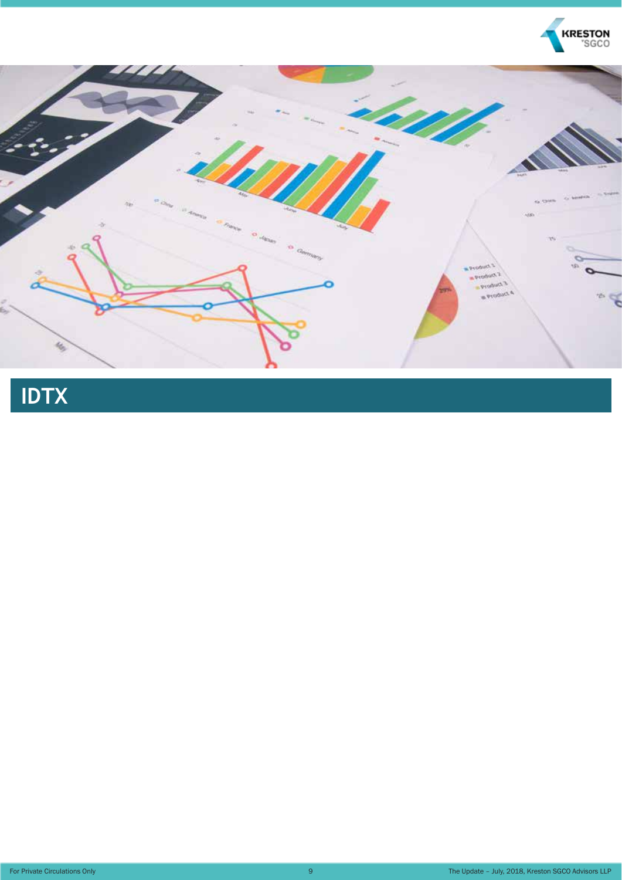# IDTX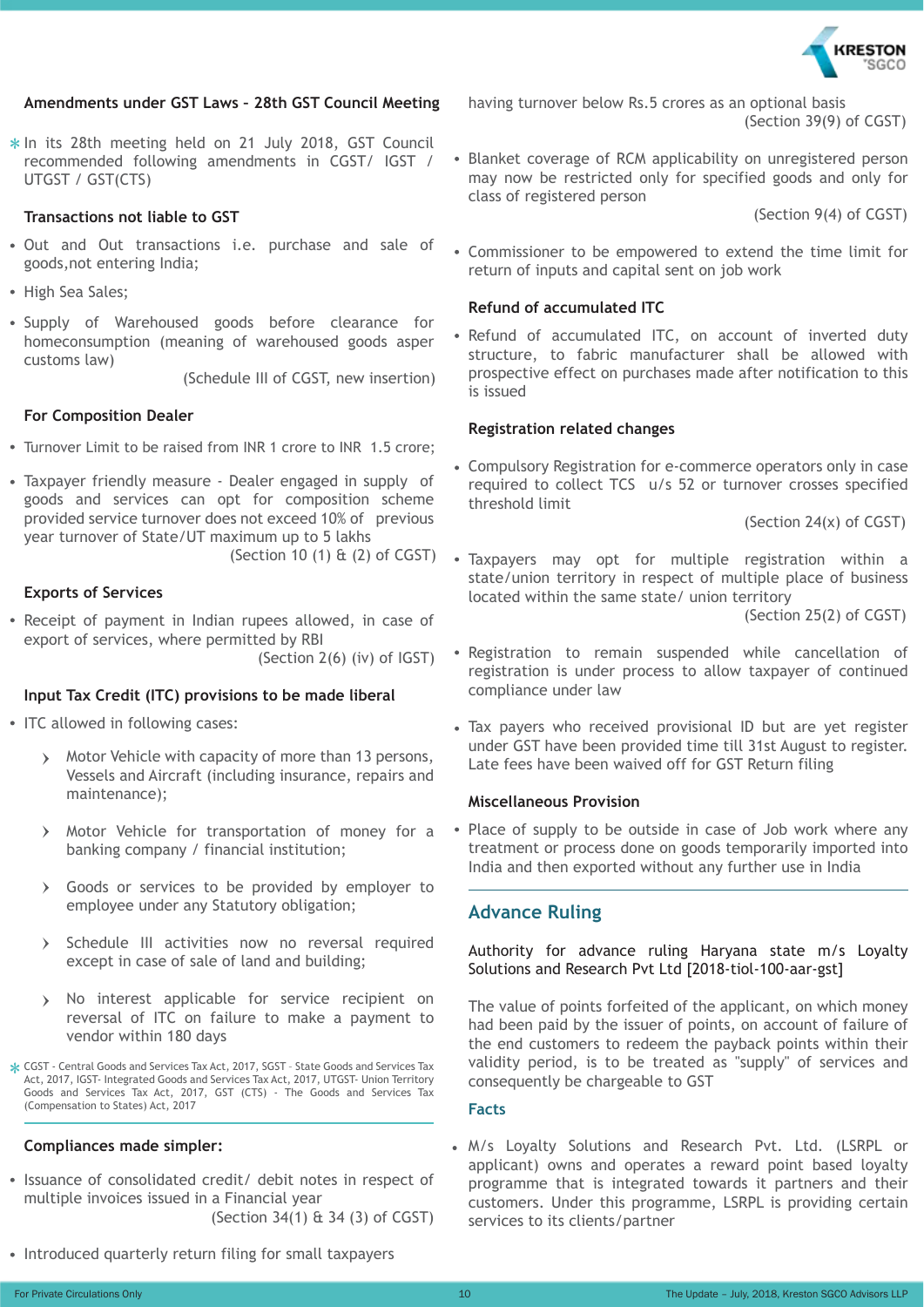## Amendments under GST Laws - 28th GST Council Meeting

* In its 28th meeting held on 21 July 2018, GST Council recommended following amendments in CGST/ IGST / UTGST / GST(CTS)

### Transactions not liable to GST

- Out and Out transactions i.e. purchase and sale of goods,not entering India;
- High Sea Sales;
- Supply of Warehoused goods before clearance for homeconsumption (meaning of warehoused goods asper customs law)

  (Schedule III of CGST, new insertion)

### For Composition Dealer

- Turnover Limit to be raised from INR 1 crore to INR 1.5 crore;
- Taxpayer friendly measure - Dealer engaged in supply of goods and services can opt for composition scheme provided service turnover does not exceed 10% of previous year turnover of State/UT maximum up to 5 lakhs

  (Section 10 (1) & (2) of CGST)

### Exports of Services

- Receipt of payment in Indian rupees allowed, in case of export of services, where permitted by RBI

  (Section 2(6) (iv) of IGST)

### Input Tax Credit (ITC) provisions to be made liberal

- ITC allowed in following cases:
  - Motor Vehicle with capacity of more than 13 persons, Vessels and Aircraft (including insurance, repairs and maintenance);
  - Motor Vehicle for transportation of money for a banking company / financial institution;
  - Goods or services to be provided by employer to employee under any Statutory obligation;
  - Schedule III activities now no reversal required except in case of sale of land and building;
  - No interest applicable for service recipient on reversal of ITC on failure to make a payment to vendor within 180 days

* CGST - Central Goods and Services Tax Act, 2017, SGST - State Goods and Services Tax Act, 2017, IGST- Integrated Goods and Services Tax Act, 2017, UTGST- Union Territory Goods and Services Tax Act, 2017, GST (CTS) - The Goods and Services Tax (Compensation to States) Act, 2017

### Compliances made simpler:

- Issuance of consolidated credit/ debit notes in respect of multiple invoices issued in a Financial year

  (Section 34(1) & 34 (3) of CGST)

- Introduced quarterly return filing for small taxpayers having turnover below Rs.5 crores as an optional basis

  (Section 39(9) of CGST)

- Blanket coverage of RCM applicability on unregistered person may now be restricted only for specified goods and only for class of registered person

  (Section 9(4) of CGST)

- Commissioner to be empowered to extend the time limit for return of inputs and capital sent on job work

### Refund of accumulated ITC

- Refund of accumulated ITC, on account of inverted duty structure, to fabric manufacturer shall be allowed with prospective effect on purchases made after notification to this is issued

### Registration related changes

- Compulsory Registration for e-commerce operators only in case required to collect TCS u/s 52 or turnover crosses specified threshold limit

  (Section 24(x) of CGST)

- Taxpayers may opt for multiple registration within a state/union territory in respect of multiple place of business located within the same state/ union territory

  (Section 25(2) of CGST)

- Registration to remain suspended while cancellation of registration is under process to allow taxpayer of continued compliance under law
- Tax payers who received provisional ID but are yet register under GST have been provided time till 31st August to register. Late fees have been waived off for GST Return filing

### Miscellaneous Provision

- Place of supply to be outside in case of Job work where any treatment or process done on goods temporarily imported into India and then exported without any further use in India

## Advance Ruling

Authority for advance ruling Haryana state m/s Loyalty Solutions and Research Pvt Ltd [2018-tiol-100-aar-gst]

The value of points forfeited of the applicant, on which money had been paid by the issuer of points, on account of failure of the end customers to redeem the payback points within their validity period, is to be treated as "supply" of services and consequently be chargeable to GST

### Facts

- M/s Loyalty Solutions and Research Pvt. Ltd. (LSRPL or applicant) owns and operates a reward point based loyalty programme that is integrated towards it partners and their customers. Under this programme, LSRPL is providing certain services to its clients/partner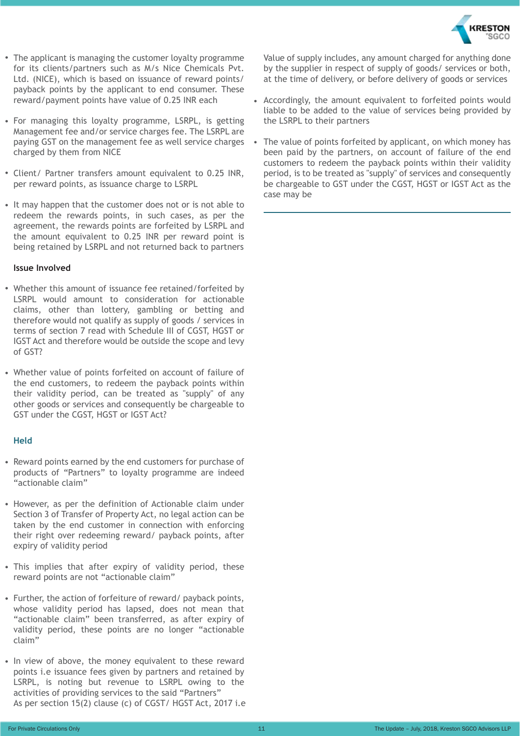- The applicant is managing the customer loyalty programme for its clients/partners such as M/s Nice Chemicals Pvt. Ltd. (NICE), which is based on issuance of reward points/ payback points by the applicant to end consumer. These reward/payment points have value of 0.25 INR each

- For managing this loyalty programme, LSRPL, is getting Management fee and/or service charges fee. The LSRPL are paying GST on the management fee as well service charges charged by them from NICE

- Client/ Partner transfers amount equivalent to 0.25 INR, per reward points, as issuance charge to LSRPL

- It may happen that the customer does not or is not able to redeem the rewards points, in such cases, as per the agreement, the rewards points are forfeited by LSRPL and the amount equivalent to 0.25 INR per reward point is being retained by LSRPL and not returned back to partners

**Issue Involved**

- Whether this amount of issuance fee retained/forfeited by LSRPL would amount to consideration for actionable claims, other than lottery, gambling or betting and therefore would not qualify as supply of goods / services in terms of section 7 read with Schedule III of CGST, HGST or IGST Act and therefore would be outside the scope and levy of GST?

- Whether value of points forfeited on account of failure of the end customers, to redeem the payback points within their validity period, can be treated as "supply" of any other goods or services and consequently be chargeable to GST under the CGST, HGST or IGST Act?

**Held**

- Reward points earned by the end customers for purchase of products of "Partners" to loyalty programme are indeed "actionable claim"

- However, as per the definition of Actionable claim under Section 3 of Transfer of Property Act, no legal action can be taken by the end customer in connection with enforcing their right over redeeming reward/ payback points, after expiry of validity period

- This implies that after expiry of validity period, these reward points are not "actionable claim"

- Further, the action of forfeiture of reward/ payback points, whose validity period has lapsed, does not mean that "actionable claim" been transferred, as after expiry of validity period, these points are no longer "actionable claim"

- In view of above, the money equivalent to these reward points i.e issuance fees given by partners and retained by LSRPL, is noting but revenue to LSRPL owing to the activities of providing services to the said "Partners"
  As per section 15(2) clause (c) of CGST/ HGST Act, 2017 i.e Value of supply includes, any amount charged for anything done by the supplier in respect of supply of goods/ services or both, at the time of delivery, or before delivery of goods or services

- Accordingly, the amount equivalent to forfeited points would liable to be added to the value of services being provided by the LSRPL to their partners

- The value of points forfeited by applicant, on which money has been paid by the partners, on account of failure of the end customers to redeem the payback points within their validity period, is to be treated as "supply" of services and consequently be chargeable to GST under the CGST, HGST or IGST Act as the case may be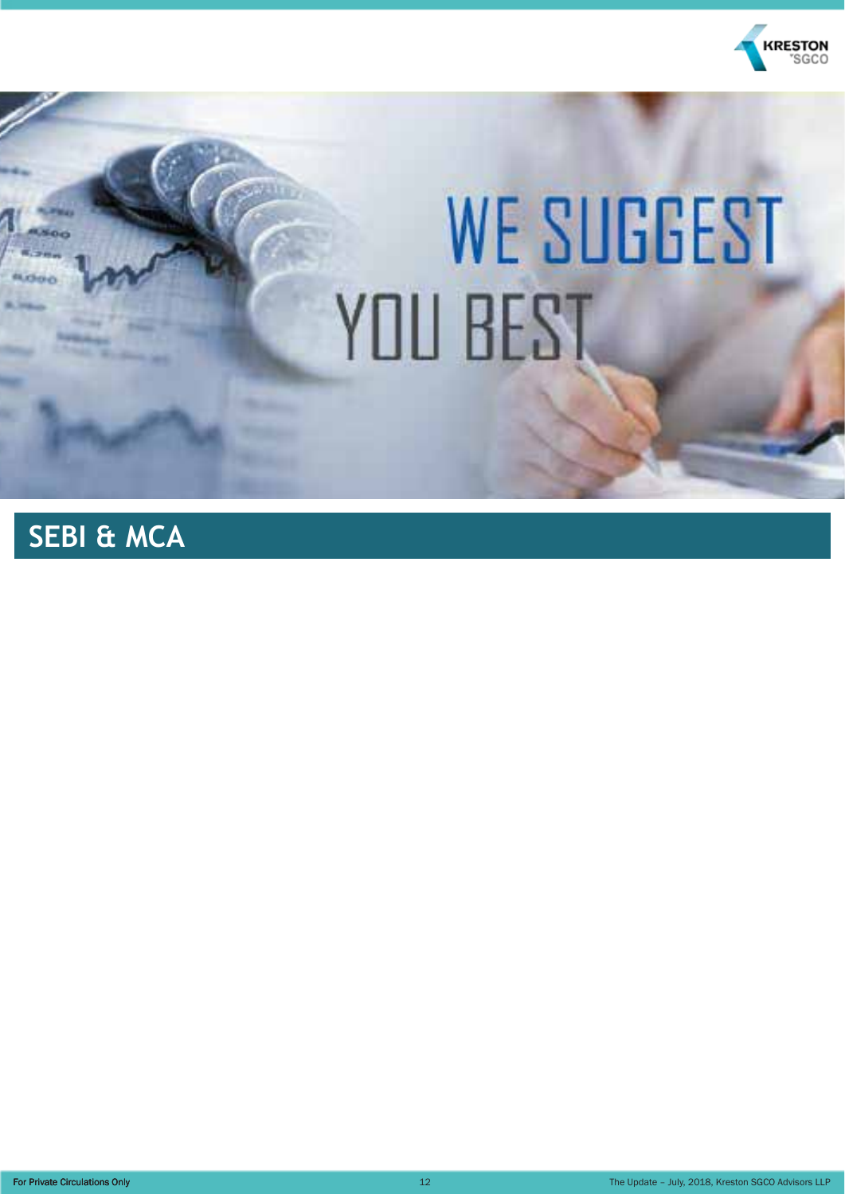# SEBI & MCA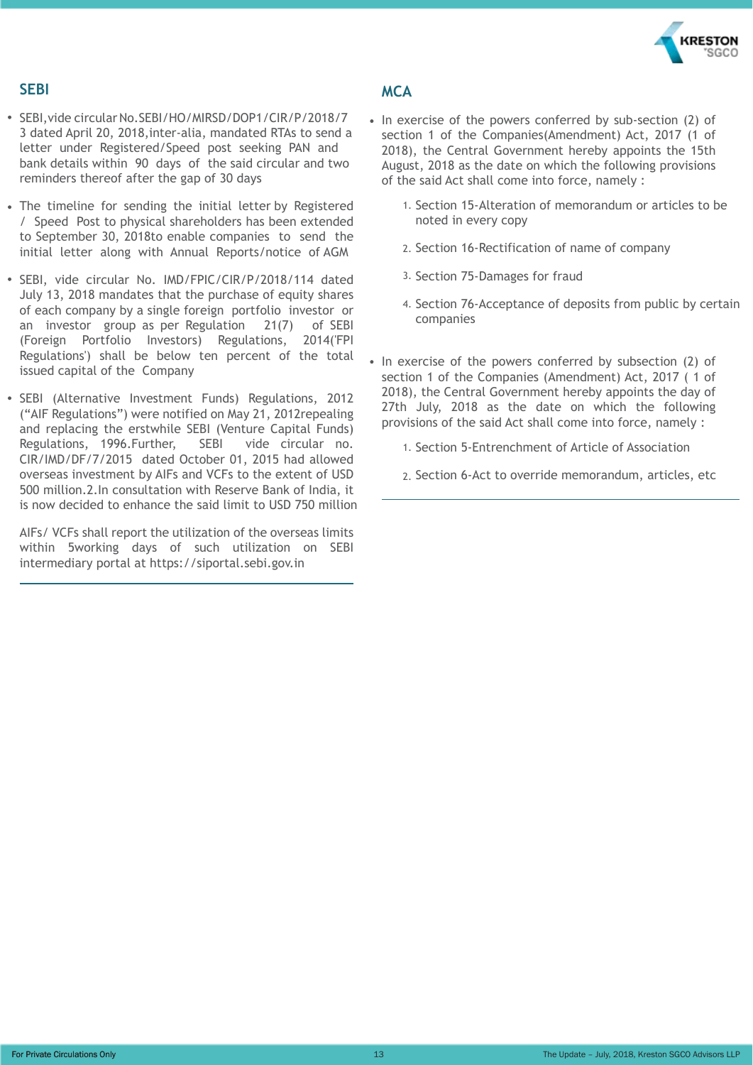## SEBI

- SEBI,vide circular No.SEBI/HO/MIRSD/DOP1/CIR/P/2018/73 dated April 20, 2018,inter-alia, mandated RTAs to send a letter under Registered/Speed post seeking PAN and bank details within 90 days of the said circular and two reminders thereof after the gap of 30 days
- The timeline for sending the initial letter by Registered / Speed Post to physical shareholders has been extended to September 30, 2018to enable companies to send the initial letter along with Annual Reports/notice of AGM
- SEBI, vide circular No. IMD/FPIC/CIR/P/2018/114 dated July 13, 2018 mandates that the purchase of equity shares of each company by a single foreign portfolio investor or an investor group as per Regulation 21(7) of SEBI (Foreign Portfolio Investors) Regulations, 2014('FPI Regulations') shall be below ten percent of the total issued capital of the Company
- SEBI (Alternative Investment Funds) Regulations, 2012 (“AIF Regulations”) were notified on May 21, 2012repealing and replacing the erstwhile SEBI (Venture Capital Funds) Regulations, 1996.Further, SEBI vide circular no. CIR/IMD/DF/7/2015 dated October 01, 2015 had allowed overseas investment by AIFs and VCFs to the extent of USD 500 million.2.In consultation with Reserve Bank of India, it is now decided to enhance the said limit to USD 750 million

  AIFs/ VCFs shall report the utilization of the overseas limits within 5working days of such utilization on SEBI intermediary portal at https://siportal.sebi.gov.in

## MCA

- In exercise of the powers conferred by sub-section (2) of section 1 of the Companies(Amendment) Act, 2017 (1 of 2018), the Central Government hereby appoints the 15th August, 2018 as the date on which the following provisions of the said Act shall come into force, namely :
  1. Section 15-Alteration of memorandum or articles to be noted in every copy
  2. Section 16-Rectification of name of company
  3. Section 75-Damages for fraud
  4. Section 76-Acceptance of deposits from public by certain companies
- In exercise of the powers conferred by subsection (2) of section 1 of the Companies (Amendment) Act, 2017 ( 1 of 2018), the Central Government hereby appoints the day of 27th July, 2018 as the date on which the following provisions of the said Act shall come into force, namely :
  1. Section 5-Entrenchment of Article of Association
  2. Section 6-Act to override memorandum, articles, etc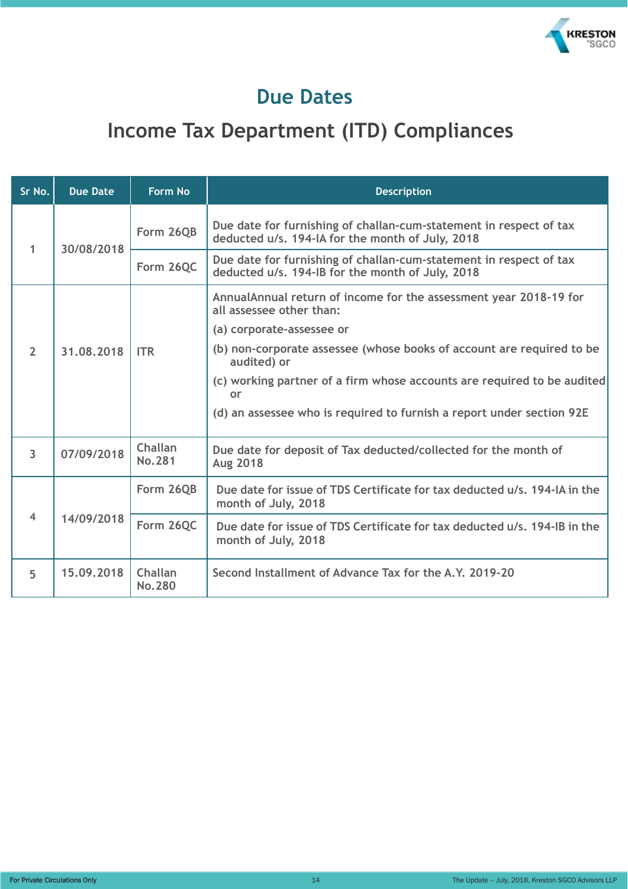# Due Dates

## Income Tax Department (ITD) Compliances

| Sr No. | Due Date | Form No | Description |
|---|---|---|---|
| 1 | 30/08/2018 | Form 26QB | Due date for furnishing of challan-cum-statement in respect of tax deducted u/s. 194-IA for the month of July, 2018 |
| | | Form 26QC | Due date for furnishing of challan-cum-statement in respect of tax deducted u/s. 194-IB for the month of July, 2018 |
| 2 | 31.08.2018 | ITR | AnnualAnnual return of income for the assessment year 2018-19 for all assessee other than:<br>(a) corporate-assessee or<br>(b) non-corporate assessee (whose books of account are required to be audited) or<br>(c) working partner of a firm whose accounts are required to be audited or<br>(d) an assessee who is required to furnish a report under section 92E |
| 3 | 07/09/2018 | Challan No.281 | Due date for deposit of Tax deducted/collected for the month of Aug 2018 |
| 4 | 14/09/2018 | Form 26QB | Due date for issue of TDS Certificate for tax deducted u/s. 194-IA in the month of July, 2018 |
| | | Form 26QC | Due date for issue of TDS Certificate for tax deducted u/s. 194-IB in the month of July, 2018 |
| 5 | 15.09.2018 | Challan No.280 | Second Installment of Advance Tax for the A.Y. 2019-20 |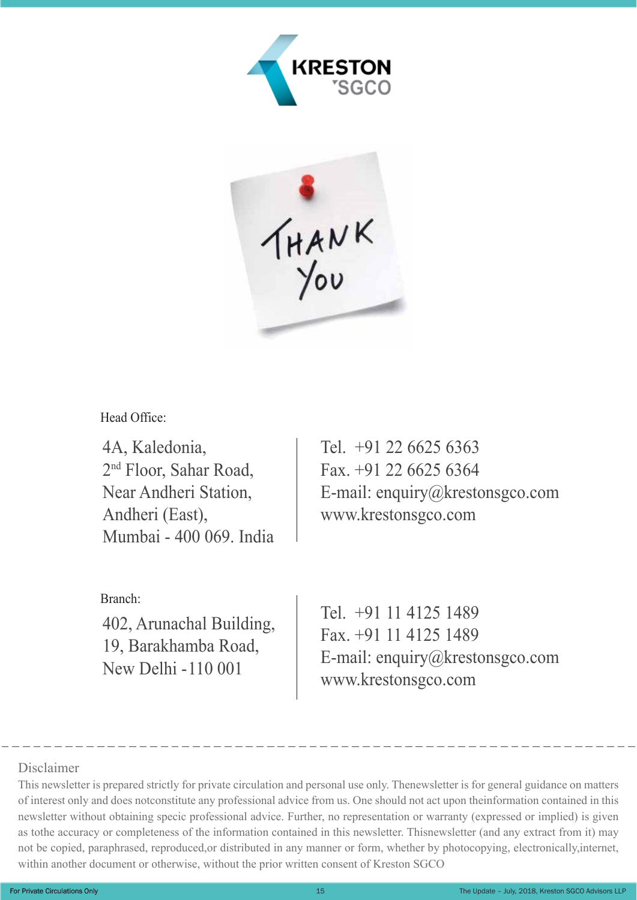KRESTON SGCO

THANK YOU

Head Office:

4A, Kaledonia,
2nd Floor, Sahar Road,
Near Andheri Station,
Andheri (East),
Mumbai - 400 069. India

Tel. +91 22 6625 6363
Fax. +91 22 6625 6364
E-mail: enquiry@krestonsgco.com
www.krestonsgco.com

Branch:

402, Arunachal Building,
19, Barakhamba Road,
New Delhi -110 001

Tel. +91 11 4125 1489
Fax. +91 11 4125 1489
E-mail: enquiry@krestonsgco.com
www.krestonsgco.com

---

Disclaimer

This newsletter is prepared strictly for private circulation and personal use only. Thenewsletter is for general guidance on matters of interest only and does notconstitute any professional advice from us. One should not act upon theinformation contained in this newsletter without obtaining specic professional advice. Further, no representation or warranty (expressed or implied) is given as tothe accuracy or completeness of the information contained in this newsletter. Thisnewsletter (and any extract from it) may not be copied, paraphrased, reproduced,or distributed in any manner or form, whether by photocopying, electronically,internet, within another document or otherwise, without the prior written consent of Kreston SGCO